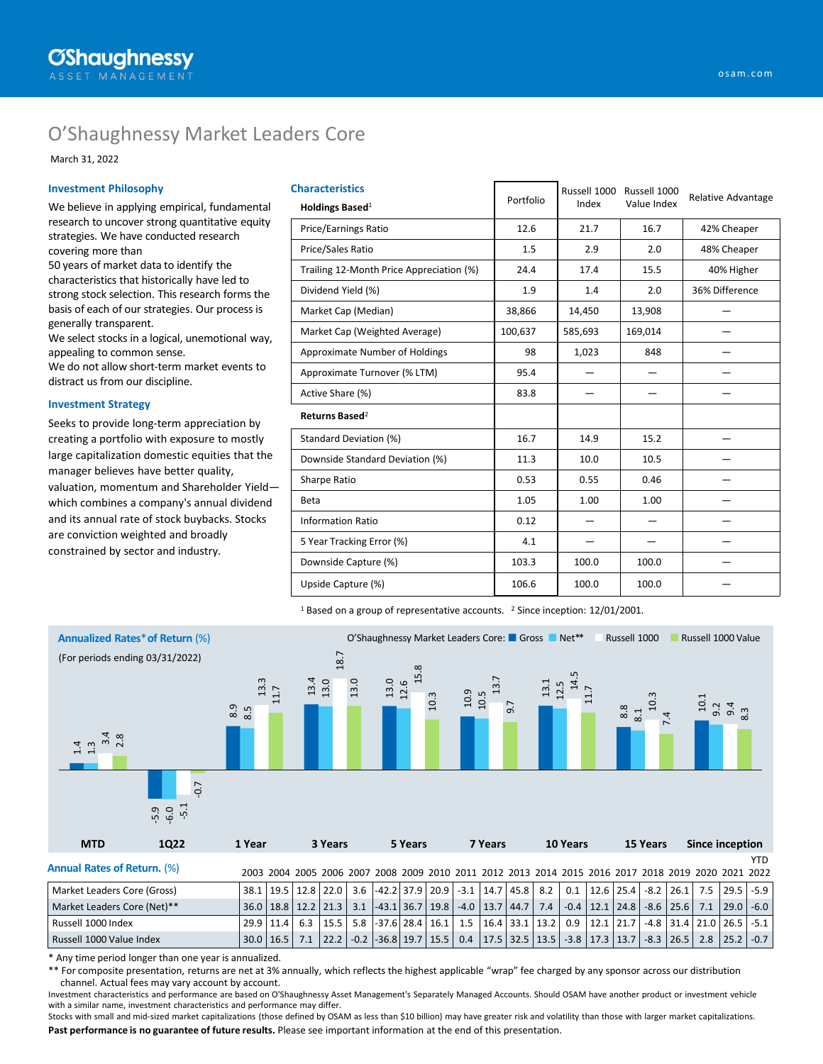# O'Shaughnessy Market Leaders Core

March 31, 2022

## Investment Philosophy

We believe in applying empirical, fundamental research to uncover strong quantitative equity strategies. We have conducted research covering more than 50 years of market data to identify the characteristics that historically have led to strong stock selection. This research forms the basis of each of our strategies. Our process is generally transparent.

We select stocks in a logical, unemotional way, appealing to common sense.

We do not allow short-term market events to distract us from our discipline.

## Investment Strategy

Seeks to provide long-term appreciation by creating a portfolio with exposure to mostly large capitalization domestic equities that the manager believes have better quality, valuation, momentum and Shareholder Yield—which combines a company's annual dividend and its annual rate of stock buybacks. Stocks are conviction weighted and broadly constrained by sector and industry.

## Characteristics

| Holdings Based[1] | Portfolio | Russell 1000 Index | Russell 1000 Value Index | Relative Advantage |
|---|---|---|---|---|
| Price/Earnings Ratio | 12.6 | 21.7 | 16.7 | 42% Cheaper |
| Price/Sales Ratio | 1.5 | 2.9 | 2.0 | 48% Cheaper |
| Trailing 12-Month Price Appreciation (%) | 24.4 | 17.4 | 15.5 | 40% Higher |
| Dividend Yield (%) | 1.9 | 1.4 | 2.0 | 36% Difference |
| Market Cap (Median) | 38,866 | 14,450 | 13,908 | — |
| Market Cap (Weighted Average) | 100,637 | 585,693 | 169,014 | — |
| Approximate Number of Holdings | 98 | 1,023 | 848 | — |
| Approximate Turnover (% LTM) | 95.4 | — | — | — |
| Active Share (%) | 83.8 | — | — | — |
| **Returns Based[2]** | | | | |
| Standard Deviation (%) | 16.7 | 14.9 | 15.2 | — |
| Downside Standard Deviation (%) | 11.3 | 10.0 | 10.5 | — |
| Sharpe Ratio | 0.53 | 0.55 | 0.46 | — |
| Beta | 1.05 | 1.00 | 1.00 | — |
| Information Ratio | 0.12 | — | — | — |
| 5 Year Tracking Error (%) | 4.1 | — | — | — |
| Downside Capture (%) | 103.3 | 100.0 | 100.0 | — |
| Upside Capture (%) | 106.6 | 100.0 | 100.0 | — |

[1] Based on a group of representative accounts. [2] Since inception: 12/01/2001.

## Annualized Rates* of Return (%)

(For periods ending 03/31/2022)

| | MTD | 1Q22 | 1 Year | 3 Years | 5 Years | 7 Years | 10 Years | 15 Years | Since inception |
|---|---|---|---|---|---|---|---|---|---|
| O'Shaughnessy Market Leaders Core: Gross | 1.4 | -5.9 | 8.9 | 13.4 | 13.0 | 10.9 | 13.1 | 8.8 | 10.1 |
| O'Shaughnessy Market Leaders Core: Net** | 1.3 | -6.0 | 8.5 | 13.0 | 12.6 | 10.5 | 12.5 | 8.1 | 9.2 |
| Russell 1000 | 3.4 | -5.1 | 13.3 | 18.7 | 15.8 | 13.7 | 14.5 | 10.3 | 9.4 |
| Russell 1000 Value | 2.8 | -0.7 | 11.7 | 13.0 | 10.3 | 9.7 | 11.7 | 7.4 | 8.3 |

## Annual Rates of Return. (%)

| | 2003 | 2004 | 2005 | 2006 | 2007 | 2008 | 2009 | 2010 | 2011 | 2012 | 2013 | 2014 | 2015 | 2016 | 2017 | 2018 | 2019 | 2020 | 2021 | YTD 2022 |
|---|---|---|---|---|---|---|---|---|---|---|---|---|---|---|---|---|---|---|---|---|
| Market Leaders Core (Gross) | 38.1 | 19.5 | 12.8 | 22.0 | 3.6 | -42.2 | 37.9 | 20.9 | -3.1 | 14.7 | 45.8 | 8.2 | 0.1 | 12.6 | 25.4 | -8.2 | 26.1 | 7.5 | 29.5 | -5.9 |
| Market Leaders Core (Net)** | 36.0 | 18.8 | 12.2 | 21.3 | 3.1 | -43.1 | 36.7 | 19.8 | -4.0 | 13.7 | 44.7 | 7.4 | -0.4 | 12.1 | 24.8 | -8.6 | 25.6 | 7.1 | 29.0 | -6.0 |
| Russell 1000 Index | 29.9 | 11.4 | 6.3 | 15.5 | 5.8 | -37.6 | 28.4 | 16.1 | 1.5 | 16.4 | 33.1 | 13.2 | 0.9 | 12.1 | 21.7 | -4.8 | 31.4 | 21.0 | 26.5 | -5.1 |
| Russell 1000 Value Index | 30.0 | 16.5 | 7.1 | 22.2 | -0.2 | -36.8 | 19.7 | 15.5 | 0.4 | 17.5 | 32.5 | 13.5 | -3.8 | 17.3 | 13.7 | -8.3 | 26.5 | 2.8 | 25.2 | -0.7 |

\* Any time period longer than one year is annualized.

** For composite presentation, returns are net at 3% annually, which reflects the highest applicable "wrap" fee charged by any sponsor across our distribution channel. Actual fees may vary account by account.

Investment characteristics and performance are based on O'Shaughnessy Asset Management's Separately Managed Accounts. Should OSAM have another product or investment vehicle with a similar name, investment characteristics and performance may differ.

Stocks with small and mid-sized market capitalizations (those defined by OSAM as less than $10 billion) may have greater risk and volatility than those with larger market capitalizations.

**Past performance is no guarantee of future results.** Please see important information at the end of this presentation.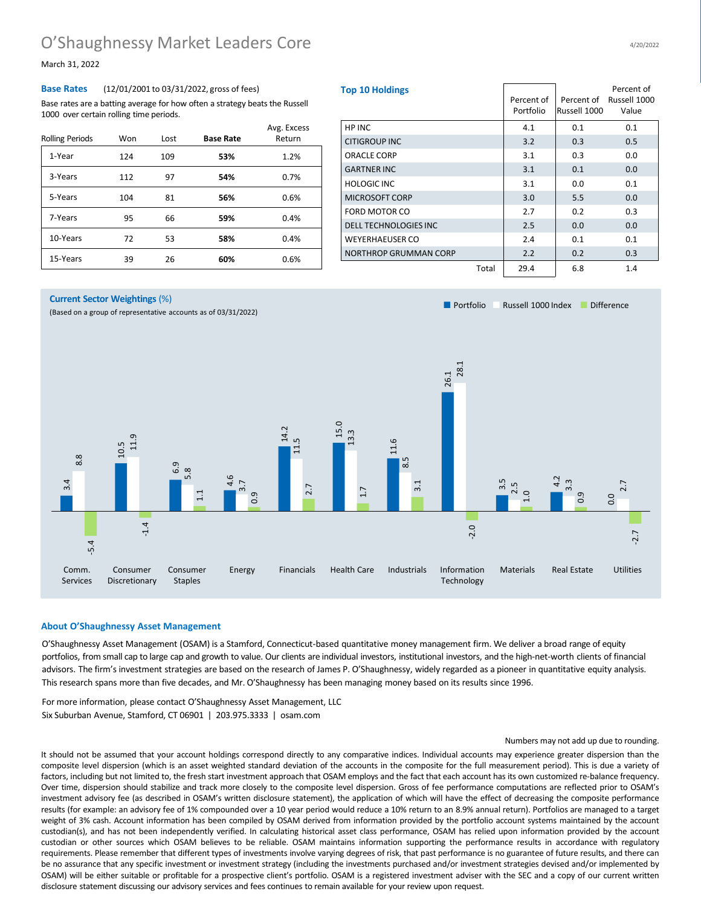# O'Shaughnessy Market Leaders Core

March 31, 2022

## Base Rates (12/01/2001 to 03/31/2022, gross of fees)

Base rates are a batting average for how often a strategy beats the Russell 1000 over certain rolling time periods.

| Rolling Periods | Won | Lost | **Base Rate** | Avg. Excess Return |
|---|---|---|---|---|
| 1-Year | 124 | 109 | **53%** | 1.2% |
| 3-Years | 112 | 97 | **54%** | 0.7% |
| 5-Years | 104 | 81 | **56%** | 0.6% |
| 7-Years | 95 | 66 | **59%** | 0.4% |
| 10-Years | 72 | 53 | **58%** | 0.4% |
| 15-Years | 39 | 26 | **60%** | 0.6% |

## Top 10 Holdings

| | Percent of Portfolio | Percent of Russell 1000 | Percent of Russell 1000 Value |
|---|---|---|---|
| HP INC | 4.1 | 0.1 | 0.1 |
| CITIGROUP INC | 3.2 | 0.3 | 0.5 |
| ORACLE CORP | 3.1 | 0.3 | 0.0 |
| GARTNER INC | 3.1 | 0.1 | 0.0 |
| HOLOGIC INC | 3.1 | 0.0 | 0.1 |
| MICROSOFT CORP | 3.0 | 5.5 | 0.0 |
| FORD MOTOR CO | 2.7 | 0.2 | 0.3 |
| DELL TECHNOLOGIES INC | 2.5 | 0.0 | 0.0 |
| WEYERHAEUSER CO | 2.4 | 0.1 | 0.1 |
| NORTHROP GRUMMAN CORP | 2.2 | 0.2 | 0.3 |
| Total | 29.4 | 6.8 | 1.4 |

## Current Sector Weightings (%)

(Based on a group of representative accounts as of 03/31/2022)

| Sector | Portfolio | Russell 1000 Index | Difference |
|---|---|---|---|
| Comm. Services | 3.4 | 8.8 | -5.4 |
| Consumer Discretionary | 10.5 | 11.9 | -1.4 |
| Consumer Staples | 6.9 | 5.8 | 1.1 |
| Energy | 4.6 | 3.7 | 0.9 |
| Financials | 14.2 | 11.5 | 2.7 |
| Health Care | 15.0 | 13.3 | 1.7 |
| Industrials | 11.6 | 8.5 | 3.1 |
| Information Technology | 26.1 | 28.1 | -2.0 |
| Materials | 3.5 | 2.5 | 1.0 |
| Real Estate | 4.2 | 3.3 | 0.9 |
| Utilities | 0.0 | 2.7 | -2.7 |

## About O'Shaughnessy Asset Management

O'Shaughnessy Asset Management (OSAM) is a Stamford, Connecticut-based quantitative money management firm. We deliver a broad range of equity portfolios, from small cap to large cap and growth to value. Our clients are individual investors, institutional investors, and the high-net-worth clients of financial advisors. The firm's investment strategies are based on the research of James P. O'Shaughnessy, widely regarded as a pioneer in quantitative equity analysis. This research spans more than five decades, and Mr. O'Shaughnessy has been managing money based on its results since 1996.

For more information, please contact O'Shaughnessy Asset Management, LLC
Six Suburban Avenue, Stamford, CT 06901 | 203.975.3333 | osam.com

Numbers may not add up due to rounding.

It should not be assumed that your account holdings correspond directly to any comparative indices. Individual accounts may experience greater dispersion than the composite level dispersion (which is an asset weighted standard deviation of the accounts in the composite for the full measurement period). This is due a variety of factors, including but not limited to, the fresh start investment approach that OSAM employs and the fact that each account has its own customized re-balance frequency. Over time, dispersion should stabilize and track more closely to the composite level dispersion. Gross of fee performance computations are reflected prior to OSAM's investment advisory fee (as described in OSAM's written disclosure statement), the application of which will have the effect of decreasing the composite performance results (for example: an advisory fee of 1% compounded over a 10 year period would reduce a 10% return to an 8.9% annual return). Portfolios are managed to a target weight of 3% cash. Account information has been compiled by OSAM derived from information provided by the portfolio account systems maintained by the account custodian(s), and has not been independently verified. In calculating historical asset class performance, OSAM has relied upon information provided by the account custodian or other sources which OSAM believes to be reliable. OSAM maintains information supporting the performance results in accordance with regulatory requirements. Please remember that different types of investments involve varying degrees of risk, that past performance is no guarantee of future results, and there can be no assurance that any specific investment or investment strategy (including the investments purchased and/or investment strategies devised and/or implemented by OSAM) will be either suitable or profitable for a prospective client's portfolio. OSAM is a registered investment adviser with the SEC and a copy of our current written disclosure statement discussing our advisory services and fees continues to remain available for your review upon request.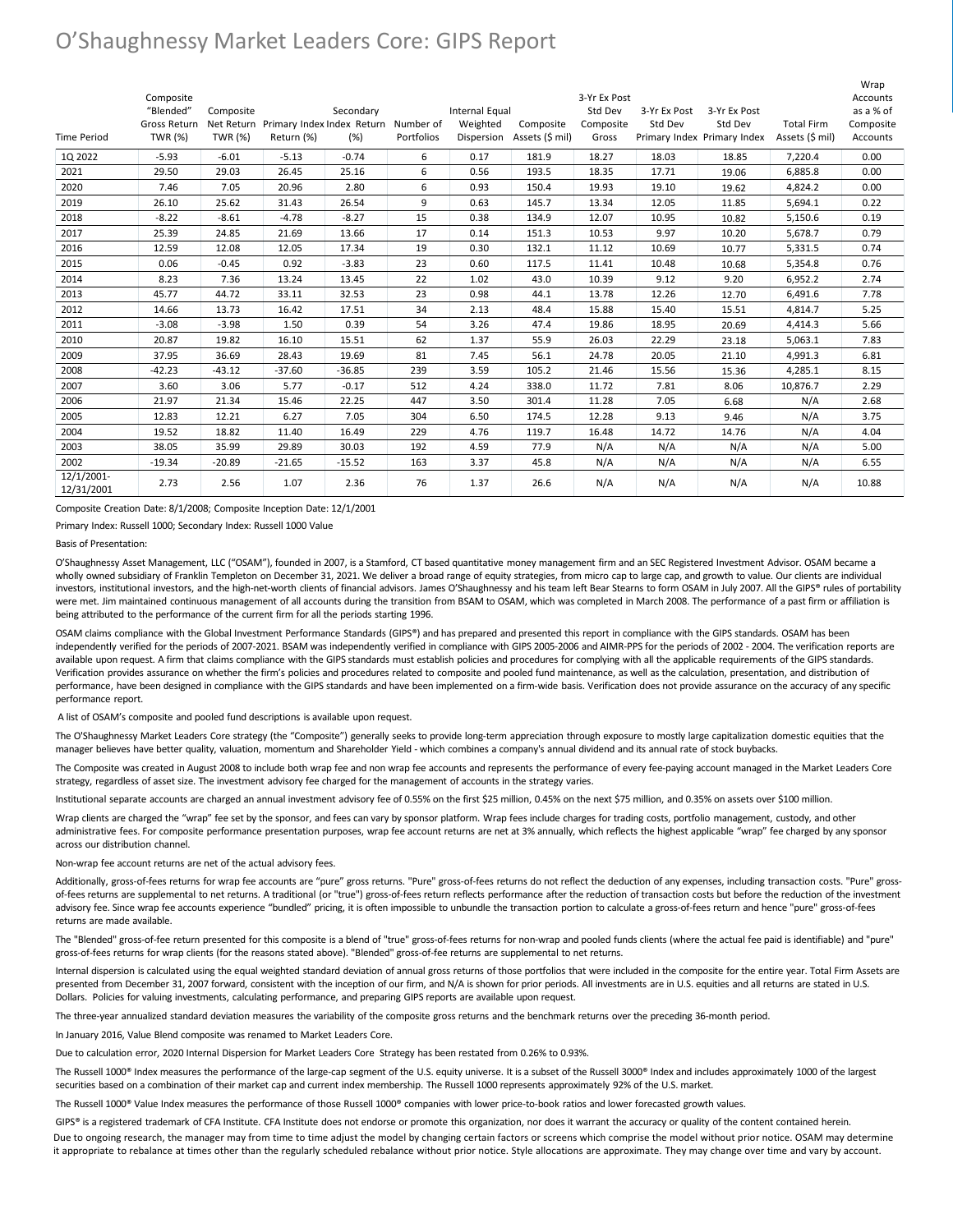# O’Shaughnessy Market Leaders Core: GIPS Report

| Time Period | Composite "Blended" Gross Return TWR (%) | Composite Net Return TWR (%) | Primary Index Return (%) | Secondary Index Return (%) | Number of Portfolios | Internal Equal Weighted Dispersion | Composite Assets ($ mil) | 3-Yr Ex Post Std Dev Composite Gross | 3-Yr Ex Post Std Dev Primary Index | 3-Yr Ex Post Std Dev Primary Index | Total Firm Assets ($ mil) | Wrap Accounts as a % of Composite Accounts |
|---|---|---|---|---|---|---|---|---|---|---|---|---|
| 1Q 2022 | -5.93 | -6.01 | -5.13 | -0.74 | 6 | 0.17 | 181.9 | 18.27 | 18.03 | 18.85 | 7,220.4 | 0.00 |
| 2021 | 29.50 | 29.03 | 26.45 | 25.16 | 6 | 0.56 | 193.5 | 18.35 | 17.71 | 19.06 | 6,885.8 | 0.00 |
| 2020 | 7.46 | 7.05 | 20.96 | 2.80 | 6 | 0.93 | 150.4 | 19.93 | 19.10 | 19.62 | 4,824.2 | 0.00 |
| 2019 | 26.10 | 25.62 | 31.43 | 26.54 | 9 | 0.63 | 145.7 | 13.34 | 12.05 | 11.85 | 5,694.1 | 0.22 |
| 2018 | -8.22 | -8.61 | -4.78 | -8.27 | 15 | 0.38 | 134.9 | 12.07 | 10.95 | 10.82 | 5,150.6 | 0.19 |
| 2017 | 25.39 | 24.85 | 21.69 | 13.66 | 17 | 0.14 | 151.3 | 10.53 | 9.97 | 10.20 | 5,678.7 | 0.79 |
| 2016 | 12.59 | 12.08 | 12.05 | 17.34 | 19 | 0.30 | 132.1 | 11.12 | 10.69 | 10.77 | 5,331.5 | 0.74 |
| 2015 | 0.06 | -0.45 | 0.92 | -3.83 | 23 | 0.60 | 117.5 | 11.41 | 10.48 | 10.68 | 5,354.8 | 0.76 |
| 2014 | 8.23 | 7.36 | 13.24 | 13.45 | 22 | 1.02 | 43.0 | 10.39 | 9.12 | 9.20 | 6,952.2 | 2.74 |
| 2013 | 45.77 | 44.72 | 33.11 | 32.53 | 23 | 0.98 | 44.1 | 13.78 | 12.26 | 12.70 | 6,491.6 | 7.78 |
| 2012 | 14.66 | 13.73 | 16.42 | 17.51 | 34 | 2.13 | 48.4 | 15.88 | 15.40 | 15.51 | 4,814.7 | 5.25 |
| 2011 | -3.08 | -3.98 | 1.50 | 0.39 | 54 | 3.26 | 47.4 | 19.86 | 18.95 | 20.69 | 4,414.3 | 5.66 |
| 2010 | 20.87 | 19.82 | 16.10 | 15.51 | 62 | 1.37 | 55.9 | 26.03 | 22.29 | 23.18 | 5,063.1 | 7.83 |
| 2009 | 37.95 | 36.69 | 28.43 | 19.69 | 81 | 7.45 | 56.1 | 24.78 | 20.05 | 21.10 | 4,991.3 | 6.81 |
| 2008 | -42.23 | -43.12 | -37.60 | -36.85 | 239 | 3.59 | 105.2 | 21.46 | 15.56 | 15.36 | 4,285.1 | 8.15 |
| 2007 | 3.60 | 3.06 | 5.77 | -0.17 | 512 | 4.24 | 338.0 | 11.72 | 7.81 | 8.06 | 10,876.7 | 2.29 |
| 2006 | 21.97 | 21.34 | 15.46 | 22.25 | 447 | 3.50 | 301.4 | 11.28 | 7.05 | 6.68 | N/A | 2.68 |
| 2005 | 12.83 | 12.21 | 6.27 | 7.05 | 304 | 6.50 | 174.5 | 12.28 | 9.13 | 9.46 | N/A | 3.75 |
| 2004 | 19.52 | 18.82 | 11.40 | 16.49 | 229 | 4.76 | 119.7 | 16.48 | 14.72 | 14.76 | N/A | 4.04 |
| 2003 | 38.05 | 35.99 | 29.89 | 30.03 | 192 | 4.59 | 77.9 | N/A | N/A | N/A | N/A | 5.00 |
| 2002 | -19.34 | -20.89 | -21.65 | -15.52 | 163 | 3.37 | 45.8 | N/A | N/A | N/A | N/A | 6.55 |
| 12/1/2001-12/31/2001 | 2.73 | 2.56 | 1.07 | 2.36 | 76 | 1.37 | 26.6 | N/A | N/A | N/A | N/A | 10.88 |

Composite Creation Date: 8/1/2008; Composite Inception Date: 12/1/2001

Primary Index: Russell 1000; Secondary Index: Russell 1000 Value

Basis of Presentation:

O’Shaughnessy Asset Management, LLC (“OSAM”), founded in 2007, is a Stamford, CT based quantitative money management firm and an SEC Registered Investment Advisor. OSAM became a wholly owned subsidiary of Franklin Templeton on December 31, 2021. We deliver a broad range of equity strategies, from micro cap to large cap, and growth to value. Our clients are individual investors, institutional investors, and the high-net-worth clients of financial advisors. James O’Shaughnessy and his team left Bear Stearns to form OSAM in July 2007. All the GIPS® rules of portability were met. Jim maintained continuous management of all accounts during the transition from BSAM to OSAM, which was completed in March 2008. The performance of a past firm or affiliation is being attributed to the performance of the current firm for all the periods starting 1996.

OSAM claims compliance with the Global Investment Performance Standards (GIPS®) and has prepared and presented this report in compliance with the GIPS standards. OSAM has been independently verified for the periods of 2007-2021. BSAM was independently verified in compliance with GIPS 2005-2006 and AIMR-PPS for the periods of 2002 - 2004. The verification reports are available upon request. A firm that claims compliance with the GIPS standards must establish policies and procedures for complying with all the applicable requirements of the GIPS standards. Verification provides assurance on whether the firm’s policies and procedures related to composite and pooled fund maintenance, as well as the calculation, presentation, and distribution of performance, have been designed in compliance with the GIPS standards and have been implemented on a firm-wide basis. Verification does not provide assurance on the accuracy of any specific performance report.

A list of OSAM’s composite and pooled fund descriptions is available upon request.

The O'Shaughnessy Market Leaders Core strategy (the “Composite”) generally seeks to provide long-term appreciation through exposure to mostly large capitalization domestic equities that the manager believes have better quality, valuation, momentum and Shareholder Yield - which combines a company's annual dividend and its annual rate of stock buybacks.

The Composite was created in August 2008 to include both wrap fee and non wrap fee accounts and represents the performance of every fee-paying account managed in the Market Leaders Core strategy, regardless of asset size. The investment advisory fee charged for the management of accounts in the strategy varies.

Institutional separate accounts are charged an annual investment advisory fee of 0.55% on the first $25 million, 0.45% on the next $75 million, and 0.35% on assets over $100 million.

Wrap clients are charged the “wrap” fee set by the sponsor, and fees can vary by sponsor platform. Wrap fees include charges for trading costs, portfolio management, custody, and other administrative fees. For composite performance presentation purposes, wrap fee account returns are net at 3% annually, which reflects the highest applicable “wrap” fee charged by any sponsor across our distribution channel.

Non-wrap fee account returns are net of the actual advisory fees.

Additionally, gross-of-fees returns for wrap fee accounts are “pure” gross returns. "Pure" gross-of-fees returns do not reflect the deduction of any expenses, including transaction costs. "Pure" gross-of-fees returns are supplemental to net returns. A traditional (or "true") gross-of-fees return reflects performance after the reduction of transaction costs but before the reduction of the investment advisory fee. Since wrap fee accounts experience “bundled” pricing, it is often impossible to unbundle the transaction portion to calculate a gross-of-fees return and hence "pure" gross-of-fees returns are made available.

The "Blended" gross-of-fee return presented for this composite is a blend of "true" gross-of-fees returns for non-wrap and pooled funds clients (where the actual fee paid is identifiable) and "pure" gross-of-fees returns for wrap clients (for the reasons stated above). "Blended" gross-of-fee returns are supplemental to net returns.

Internal dispersion is calculated using the equal weighted standard deviation of annual gross returns of those portfolios that were included in the composite for the entire year. Total Firm Assets are presented from December 31, 2007 forward, consistent with the inception of our firm, and N/A is shown for prior periods. All investments are in U.S. equities and all returns are stated in U.S. Dollars. Policies for valuing investments, calculating performance, and preparing GIPS reports are available upon request.

The three-year annualized standard deviation measures the variability of the composite gross returns and the benchmark returns over the preceding 36-month period.

In January 2016, Value Blend composite was renamed to Market Leaders Core.

Due to calculation error, 2020 Internal Dispersion for Market Leaders Core Strategy has been restated from 0.26% to 0.93%.

The Russell 1000® Index measures the performance of the large-cap segment of the U.S. equity universe. It is a subset of the Russell 3000® Index and includes approximately 1000 of the largest securities based on a combination of their market cap and current index membership. The Russell 1000 represents approximately 92% of the U.S. market.

The Russell 1000® Value Index measures the performance of those Russell 1000® companies with lower price-to-book ratios and lower forecasted growth values.

GIPS® is a registered trademark of CFA Institute. CFA Institute does not endorse or promote this organization, nor does it warrant the accuracy or quality of the content contained herein.

Due to ongoing research, the manager may from time to time adjust the model by changing certain factors or screens which comprise the model without prior notice. OSAM may determine it appropriate to rebalance at times other than the regularly scheduled rebalance without prior notice. Style allocations are approximate. They may change over time and vary by account.